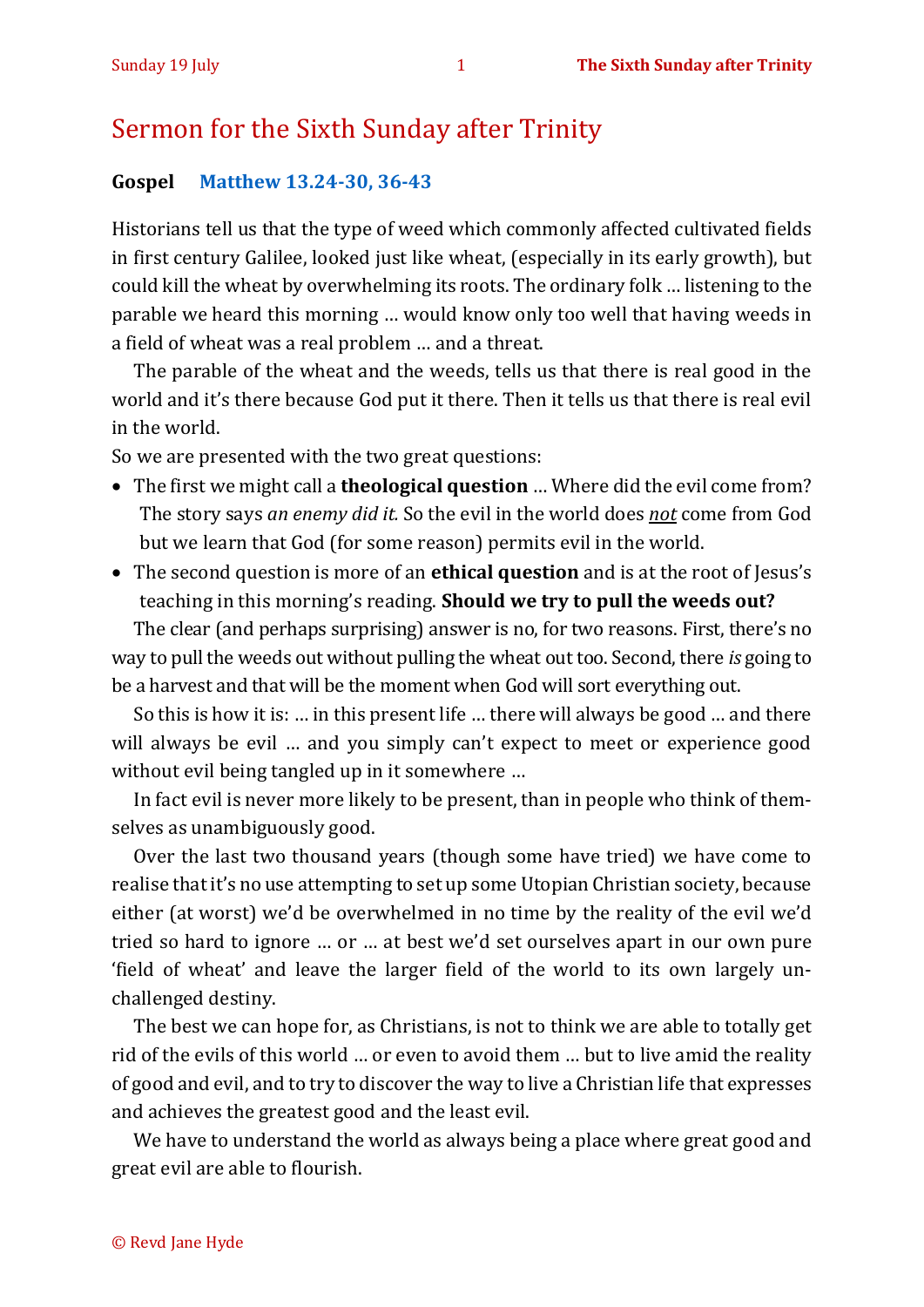# Sermon for the Sixth Sunday after Trinity

**Gospel** **Matthew 13.24-30, 36-43**

Historians tell us that the type of weed which commonly affected cultivated fields in first century Galilee, looked just like wheat, (especially in its early growth), but could kill the wheat by overwhelming its roots. The ordinary folk … listening to the parable we heard this morning … would know only too well that having weeds in a field of wheat was a real problem … and a threat.

The parable of the wheat and the weeds, tells us that there is real good in the world and it's there because God put it there. Then it tells us that there is real evil in the world.

So we are presented with the two great questions:

- The first we might call a **theological question** … Where did the evil come from? The story says *an enemy did it.* So the evil in the world does *not* come from God but we learn that God (for some reason) permits evil in the world.
- The second question is more of an **ethical question** and is at the root of Jesus's teaching in this morning's reading. **Should we try to pull the weeds out?**

The clear (and perhaps surprising) answer is no, for two reasons. First, there's no way to pull the weeds out without pulling the wheat out too. Second, there *is* going to be a harvest and that will be the moment when God will sort everything out.

So this is how it is: … in this present life … there will always be good … and there will always be evil … and you simply can't expect to meet or experience good without evil being tangled up in it somewhere …

In fact evil is never more likely to be present, than in people who think of themselves as unambiguously good.

Over the last two thousand years (though some have tried) we have come to realise that it's no use attempting to set up some Utopian Christian society, because either (at worst) we'd be overwhelmed in no time by the reality of the evil we'd tried so hard to ignore … or … at best we'd set ourselves apart in our own pure 'field of wheat' and leave the larger field of the world to its own largely unchallenged destiny.

The best we can hope for, as Christians, is not to think we are able to totally get rid of the evils of this world … or even to avoid them … but to live amid the reality of good and evil, and to try to discover the way to live a Christian life that expresses and achieves the greatest good and the least evil.

We have to understand the world as always being a place where great good and great evil are able to flourish.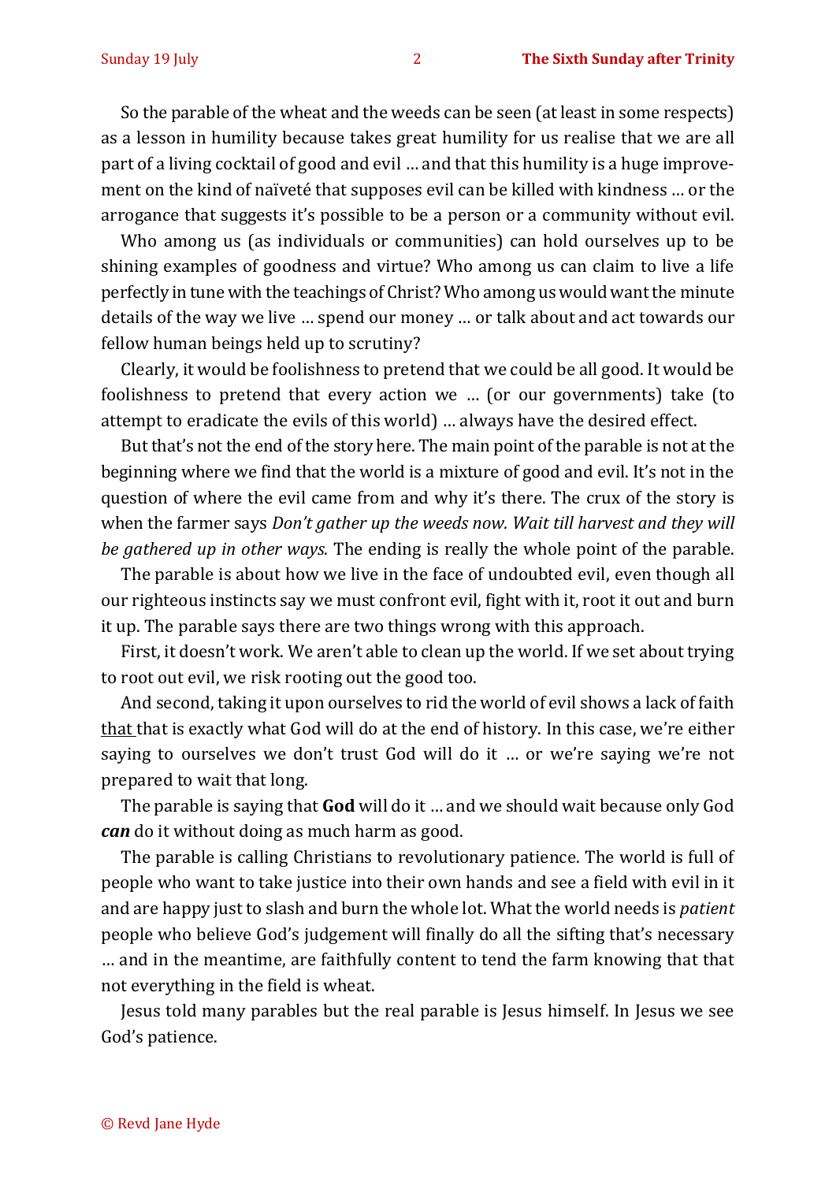So the parable of the wheat and the weeds can be seen (at least in some respects) as a lesson in humility because takes great humility for us realise that we are all part of a living cocktail of good and evil … and that this humility is a huge improvement on the kind of naïveté that supposes evil can be killed with kindness … or the arrogance that suggests it's possible to be a person or a community without evil.

Who among us (as individuals or communities) can hold ourselves up to be shining examples of goodness and virtue? Who among us can claim to live a life perfectly in tune with the teachings of Christ? Who among us would want the minute details of the way we live … spend our money … or talk about and act towards our fellow human beings held up to scrutiny?

Clearly, it would be foolishness to pretend that we could be all good. It would be foolishness to pretend that every action we … (or our governments) take (to attempt to eradicate the evils of this world) … always have the desired effect.

But that's not the end of the story here. The main point of the parable is not at the beginning where we find that the world is a mixture of good and evil. It's not in the question of where the evil came from and why it's there. The crux of the story is when the farmer says *Don't gather up the weeds now. Wait till harvest and they will be gathered up in other ways.* The ending is really the whole point of the parable.

The parable is about how we live in the face of undoubted evil, even though all our righteous instincts say we must confront evil, fight with it, root it out and burn it up. The parable says there are two things wrong with this approach.

First, it doesn't work. We aren't able to clean up the world. If we set about trying to root out evil, we risk rooting out the good too.

And second, taking it upon ourselves to rid the world of evil shows a lack of faith that that is exactly what God will do at the end of history. In this case, we're either saying to ourselves we don't trust God will do it … or we're saying we're not prepared to wait that long.

The parable is saying that **God** will do it … and we should wait because only God ***can*** do it without doing as much harm as good.

The parable is calling Christians to revolutionary patience. The world is full of people who want to take justice into their own hands and see a field with evil in it and are happy just to slash and burn the whole lot. What the world needs is *patient* people who believe God's judgement will finally do all the sifting that's necessary … and in the meantime, are faithfully content to tend the farm knowing that that not everything in the field is wheat.

Jesus told many parables but the real parable is Jesus himself. In Jesus we see God's patience.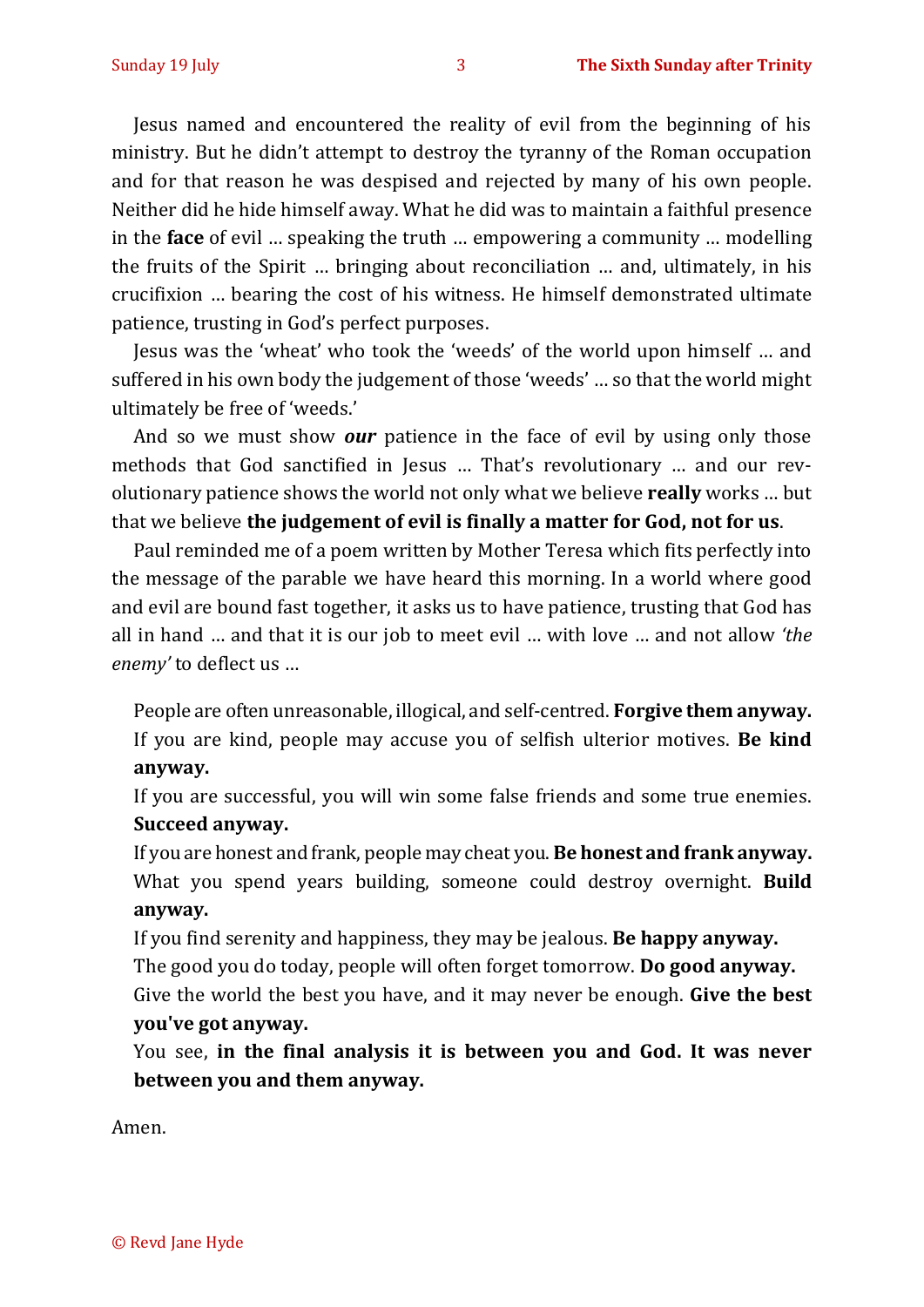Jesus named and encountered the reality of evil from the beginning of his ministry. But he didn't attempt to destroy the tyranny of the Roman occupation and for that reason he was despised and rejected by many of his own people. Neither did he hide himself away. What he did was to maintain a faithful presence in the **face** of evil … speaking the truth … empowering a community … modelling the fruits of the Spirit … bringing about reconciliation … and, ultimately, in his crucifixion … bearing the cost of his witness. He himself demonstrated ultimate patience, trusting in God's perfect purposes.

Jesus was the 'wheat' who took the 'weeds' of the world upon himself … and suffered in his own body the judgement of those 'weeds' … so that the world might ultimately be free of 'weeds.'

And so we must show ***our*** patience in the face of evil by using only those methods that God sanctified in Jesus … That's revolutionary … and our revolutionary patience shows the world not only what we believe **really** works … but that we believe **the judgement of evil is finally a matter for God, not for us**.

Paul reminded me of a poem written by Mother Teresa which fits perfectly into the message of the parable we have heard this morning. In a world where good and evil are bound fast together, it asks us to have patience, trusting that God has all in hand … and that it is our job to meet evil … with love … and not allow *'the enemy'* to deflect us …

People are often unreasonable, illogical, and self-centred. **Forgive them anyway.**
If you are kind, people may accuse you of selfish ulterior motives. **Be kind anyway.**
If you are successful, you will win some false friends and some true enemies. **Succeed anyway.**
If you are honest and frank, people may cheat you. **Be honest and frank anyway.**
What you spend years building, someone could destroy overnight. **Build anyway.**
If you find serenity and happiness, they may be jealous. **Be happy anyway.**
The good you do today, people will often forget tomorrow. **Do good anyway.**
Give the world the best you have, and it may never be enough. **Give the best you've got anyway.**
You see, **in the final analysis it is between you and God. It was never between you and them anyway.**

Amen.

© Revd Jane Hyde